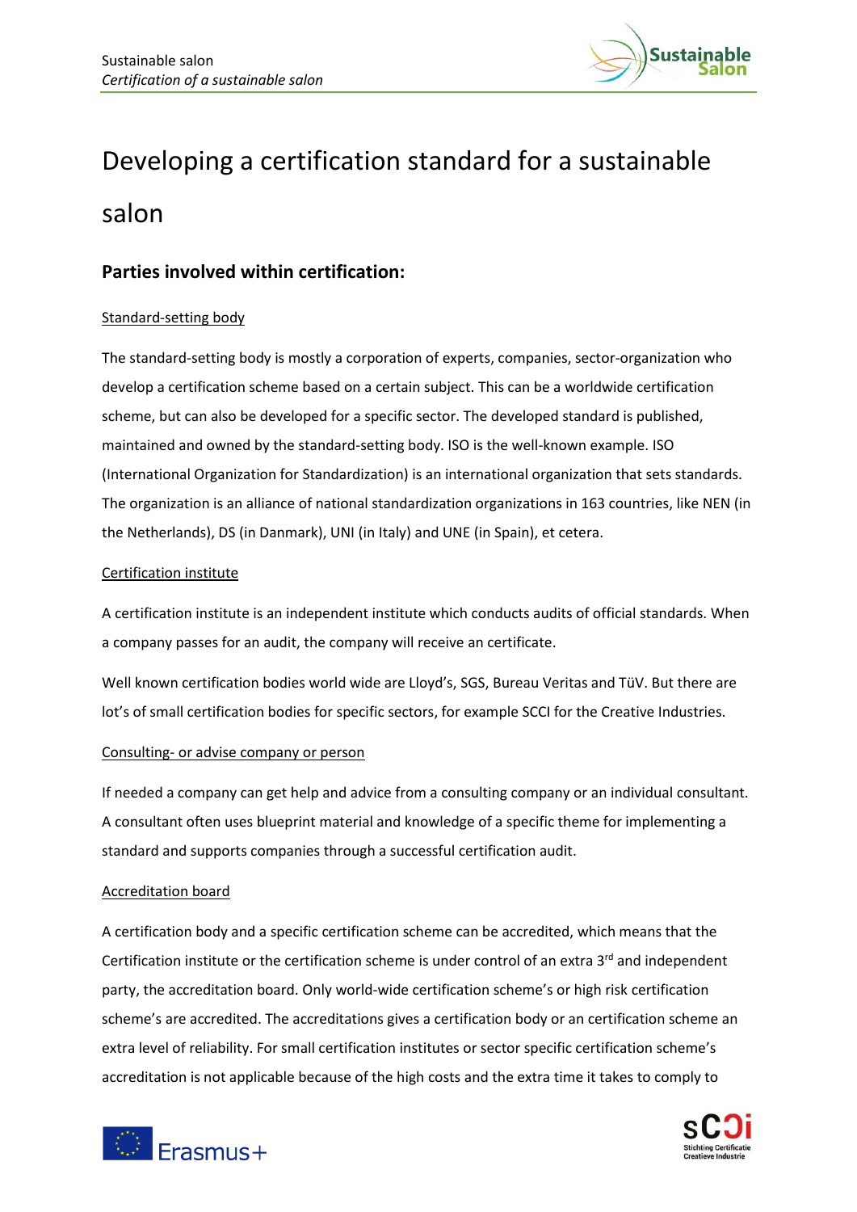# Developing a certification standard for a sustainable salon

## Parties involved within certification:

Standard-setting body

The standard-setting body is mostly a corporation of experts, companies, sector-organization who develop a certification scheme based on a certain subject. This can be a worldwide certification scheme, but can also be developed for a specific sector. The developed standard is published, maintained and owned by the standard-setting body. ISO is the well-known example. ISO (International Organization for Standardization) is an international organization that sets standards. The organization is an alliance of national standardization organizations in 163 countries, like NEN (in the Netherlands), DS (in Danmark), UNI (in Italy) and UNE (in Spain), et cetera.

Certification institute

A certification institute is an independent institute which conducts audits of official standards. When a company passes for an audit, the company will receive an certificate.

Well known certification bodies world wide are Lloyd's, SGS, Bureau Veritas and TüV. But there are lot's of small certification bodies for specific sectors, for example SCCI for the Creative Industries.

Consulting- or advise company or person

If needed a company can get help and advice from a consulting company or an individual consultant. A consultant often uses blueprint material and knowledge of a specific theme for implementing a standard and supports companies through a successful certification audit.

Accreditation board

A certification body and a specific certification scheme can be accredited, which means that the Certification institute or the certification scheme is under control of an extra 3rd and independent party, the accreditation board. Only world-wide certification scheme's or high risk certification scheme's are accredited. The accreditations gives a certification body or an certification scheme an extra level of reliability. For small certification institutes or sector specific certification scheme's accreditation is not applicable because of the high costs and the extra time it takes to comply to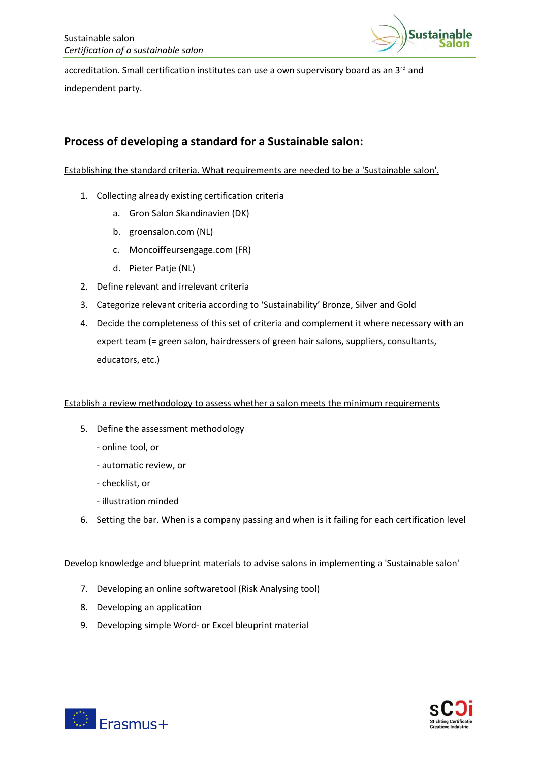accreditation. Small certification institutes can use a own supervisory board as an 3rd and independent party.

## Process of developing a standard for a Sustainable salon:

Establishing the standard criteria. What requirements are needed to be a 'Sustainable salon'.

1. Collecting already existing certification criteria
   a. Gron Salon Skandinavien (DK)
   b. groensalon.com (NL)
   c. Moncoiffeursengage.com (FR)
   d. Pieter Patje (NL)
2. Define relevant and irrelevant criteria
3. Categorize relevant criteria according to 'Sustainability' Bronze, Silver and Gold
4. Decide the completeness of this set of criteria and complement it where necessary with an expert team (= green salon, hairdressers of green hair salons, suppliers, consultants, educators, etc.)

Establish a review methodology to assess whether a salon meets the minimum requirements

5. Define the assessment methodology
   - online tool, or
   - automatic review, or
   - checklist, or
   - illustration minded
6. Setting the bar. When is a company passing and when is it failing for each certification level

Develop knowledge and blueprint materials to advise salons in implementing a 'Sustainable salon'

7. Developing an online softwaretool (Risk Analysing tool)
8. Developing an application
9. Developing simple Word- or Excel bleuprint material